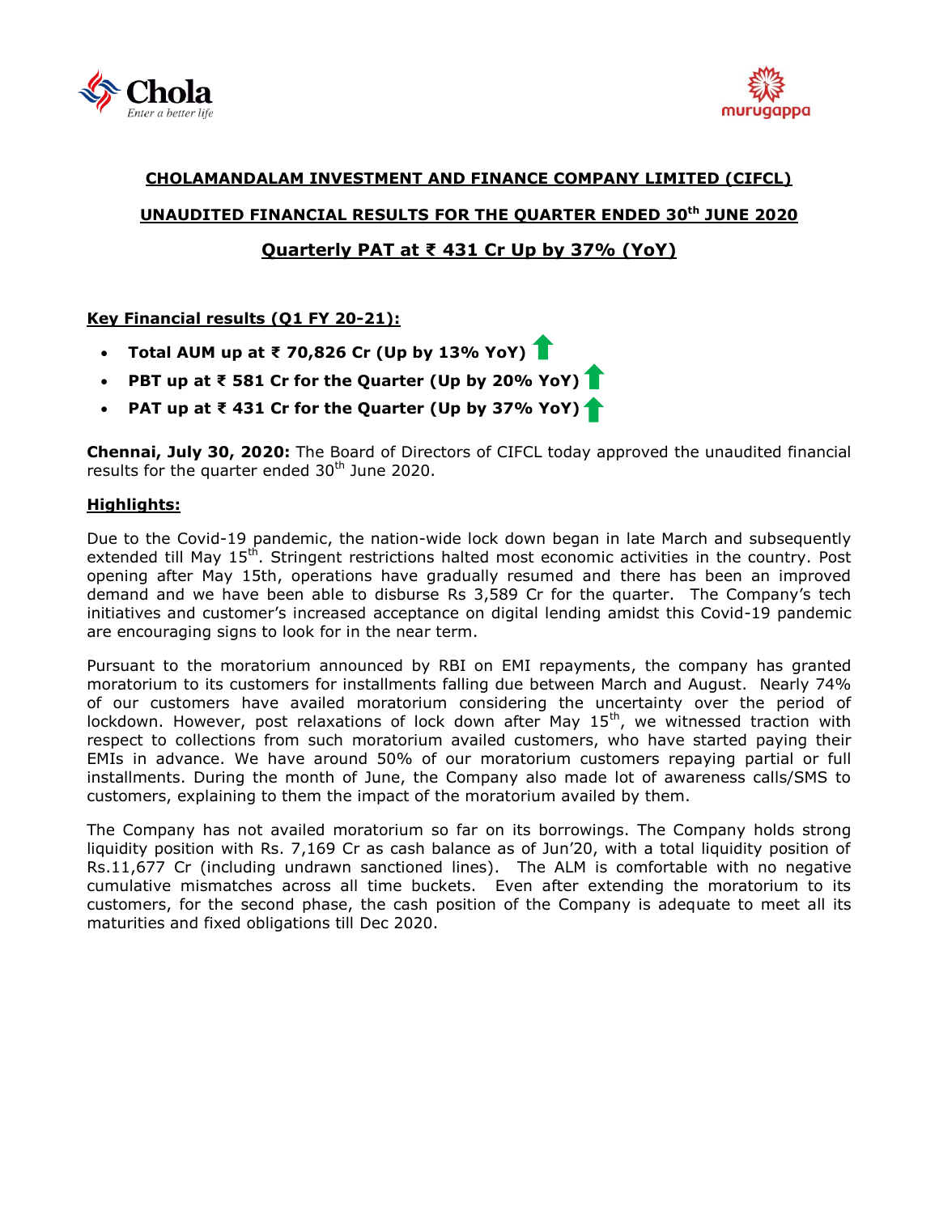## CHOLAMANDALAM INVESTMENT AND FINANCE COMPANY LIMITED (CIFCL)

## UNAUDITED FINANCIAL RESULTS FOR THE QUARTER ENDED 30th JUNE 2020

## Quarterly PAT at ₹ 431 Cr Up by 37% (YoY)

**Key Financial results (Q1 FY 20-21):**

- **Total AUM up at ₹ 70,826 Cr (Up by 13% YoY)**
- **PBT up at ₹ 581 Cr for the Quarter (Up by 20% YoY)**
- **PAT up at ₹ 431 Cr for the Quarter (Up by 37% YoY)**

**Chennai, July 30, 2020:** The Board of Directors of CIFCL today approved the unaudited financial results for the quarter ended 30th June 2020.

**Highlights:**

Due to the Covid-19 pandemic, the nation-wide lock down began in late March and subsequently extended till May 15th. Stringent restrictions halted most economic activities in the country. Post opening after May 15th, operations have gradually resumed and there has been an improved demand and we have been able to disburse Rs 3,589 Cr for the quarter. The Company's tech initiatives and customer's increased acceptance on digital lending amidst this Covid-19 pandemic are encouraging signs to look for in the near term.

Pursuant to the moratorium announced by RBI on EMI repayments, the company has granted moratorium to its customers for installments falling due between March and August. Nearly 74% of our customers have availed moratorium considering the uncertainty over the period of lockdown. However, post relaxations of lock down after May 15th, we witnessed traction with respect to collections from such moratorium availed customers, who have started paying their EMIs in advance. We have around 50% of our moratorium customers repaying partial or full installments. During the month of June, the Company also made lot of awareness calls/SMS to customers, explaining to them the impact of the moratorium availed by them.

The Company has not availed moratorium so far on its borrowings. The Company holds strong liquidity position with Rs. 7,169 Cr as cash balance as of Jun'20, with a total liquidity position of Rs.11,677 Cr (including undrawn sanctioned lines). The ALM is comfortable with no negative cumulative mismatches across all time buckets. Even after extending the moratorium to its customers, for the second phase, the cash position of the Company is adequate to meet all its maturities and fixed obligations till Dec 2020.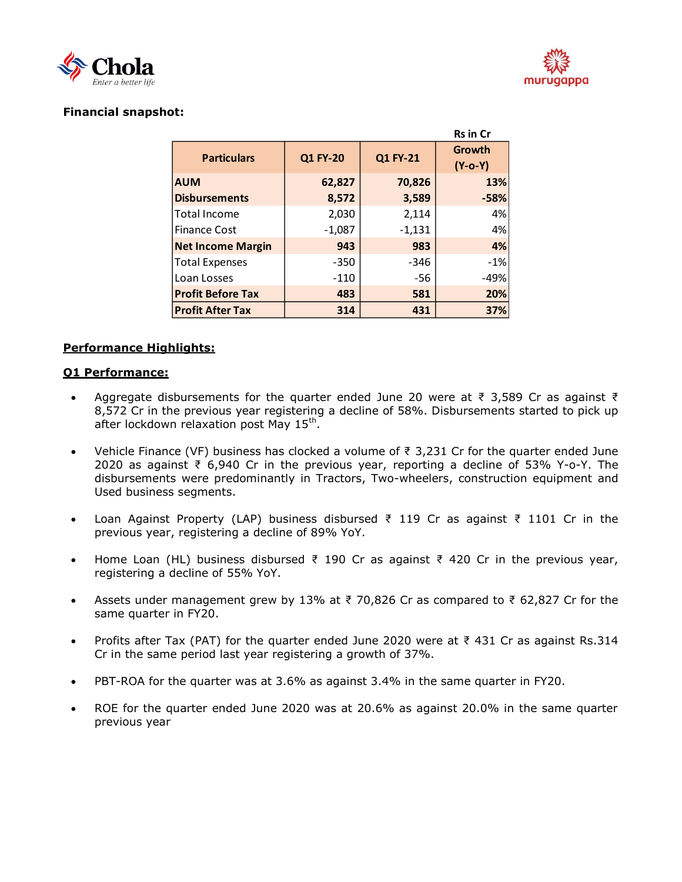**Financial snapshot:**

Rs in Cr

| Particulars | Q1 FY-20 | Q1 FY-21 | Growth (Y-o-Y) |
|---|---|---|---|
| **AUM** | **62,827** | **70,826** | **13%** |
| **Disbursements** | **8,572** | **3,589** | **-58%** |
| Total Income | 2,030 | 2,114 | 4% |
| Finance Cost | -1,087 | -1,131 | 4% |
| **Net Income Margin** | **943** | **983** | **4%** |
| Total Expenses | -350 | -346 | -1% |
| Loan Losses | -110 | -56 | -49% |
| **Profit Before Tax** | **483** | **581** | **20%** |
| **Profit After Tax** | **314** | **431** | **37%** |

**Performance Highlights:**

**Q1 Performance:**

- Aggregate disbursements for the quarter ended June 20 were at ₹ 3,589 Cr as against ₹ 8,572 Cr in the previous year registering a decline of 58%. Disbursements started to pick up after lockdown relaxation post May 15th.
- Vehicle Finance (VF) business has clocked a volume of ₹ 3,231 Cr for the quarter ended June 2020 as against ₹ 6,940 Cr in the previous year, reporting a decline of 53% Y-o-Y. The disbursements were predominantly in Tractors, Two-wheelers, construction equipment and Used business segments.
- Loan Against Property (LAP) business disbursed ₹ 119 Cr as against ₹ 1101 Cr in the previous year, registering a decline of 89% YoY.
- Home Loan (HL) business disbursed ₹ 190 Cr as against ₹ 420 Cr in the previous year, registering a decline of 55% YoY.
- Assets under management grew by 13% at ₹ 70,826 Cr as compared to ₹ 62,827 Cr for the same quarter in FY20.
- Profits after Tax (PAT) for the quarter ended June 2020 were at ₹ 431 Cr as against Rs.314 Cr in the same period last year registering a growth of 37%.
- PBT-ROA for the quarter was at 3.6% as against 3.4% in the same quarter in FY20.
- ROE for the quarter ended June 2020 was at 20.6% as against 20.0% in the same quarter previous year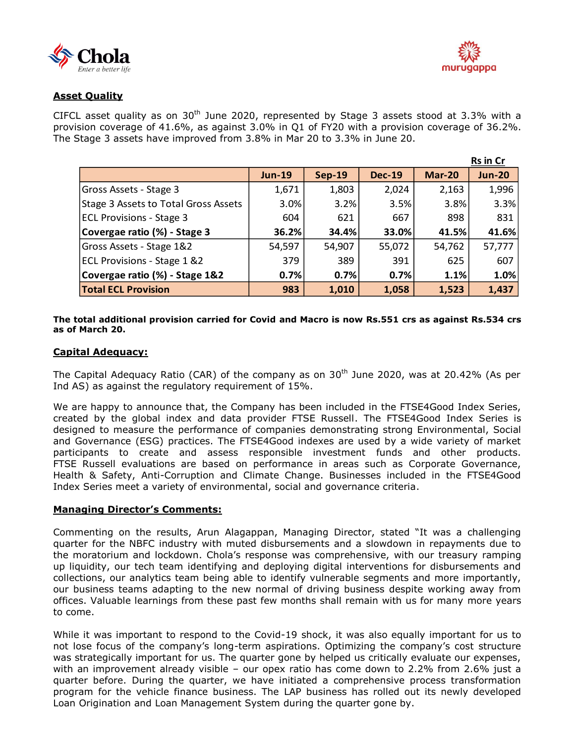## Asset Quality

CIFCL asset quality as on 30th June 2020, represented by Stage 3 assets stood at 3.3% with a provision coverage of 41.6%, as against 3.0% in Q1 of FY20 with a provision coverage of 36.2%. The Stage 3 assets have improved from 3.8% in Mar 20 to 3.3% in June 20.

**Rs in Cr**

| | Jun-19 | Sep-19 | Dec-19 | Mar-20 | Jun-20 |
|---|---|---|---|---|---|
| Gross Assets - Stage 3 | 1,671 | 1,803 | 2,024 | 2,163 | 1,996 |
| Stage 3 Assets to Total Gross Assets | 3.0% | 3.2% | 3.5% | 3.8% | 3.3% |
| ECL Provisions - Stage 3 | 604 | 621 | 667 | 898 | 831 |
| **Covergae ratio (%) - Stage 3** | **36.2%** | **34.4%** | **33.0%** | **41.5%** | **41.6%** |
| Gross Assets - Stage 1&2 | 54,597 | 54,907 | 55,072 | 54,762 | 57,777 |
| ECL Provisions - Stage 1 &2 | 379 | 389 | 391 | 625 | 607 |
| **Covergae ratio (%) - Stage 1&2** | **0.7%** | **0.7%** | **0.7%** | **1.1%** | **1.0%** |
| **Total ECL Provision** | **983** | **1,010** | **1,058** | **1,523** | **1,437** |

**The total additional provision carried for Covid and Macro is now Rs.551 crs as against Rs.534 crs as of March 20.**

## Capital Adequacy:

The Capital Adequacy Ratio (CAR) of the company as on 30th June 2020, was at 20.42% (As per Ind AS) as against the regulatory requirement of 15%.

We are happy to announce that, the Company has been included in the FTSE4Good Index Series, created by the global index and data provider FTSE Russell. The FTSE4Good Index Series is designed to measure the performance of companies demonstrating strong Environmental, Social and Governance (ESG) practices. The FTSE4Good indexes are used by a wide variety of market participants to create and assess responsible investment funds and other products. FTSE Russell evaluations are based on performance in areas such as Corporate Governance, Health & Safety, Anti-Corruption and Climate Change. Businesses included in the FTSE4Good Index Series meet a variety of environmental, social and governance criteria.

## Managing Director's Comments:

Commenting on the results, Arun Alagappan, Managing Director, stated "It was a challenging quarter for the NBFC industry with muted disbursements and a slowdown in repayments due to the moratorium and lockdown. Chola's response was comprehensive, with our treasury ramping up liquidity, our tech team identifying and deploying digital interventions for disbursements and collections, our analytics team being able to identify vulnerable segments and more importantly, our business teams adapting to the new normal of driving business despite working away from offices. Valuable learnings from these past few months shall remain with us for many more years to come.

While it was important to respond to the Covid-19 shock, it was also equally important for us to not lose focus of the company's long-term aspirations. Optimizing the company's cost structure was strategically important for us. The quarter gone by helped us critically evaluate our expenses, with an improvement already visible – our opex ratio has come down to 2.2% from 2.6% just a quarter before. During the quarter, we have initiated a comprehensive process transformation program for the vehicle finance business. The LAP business has rolled out its newly developed Loan Origination and Loan Management System during the quarter gone by.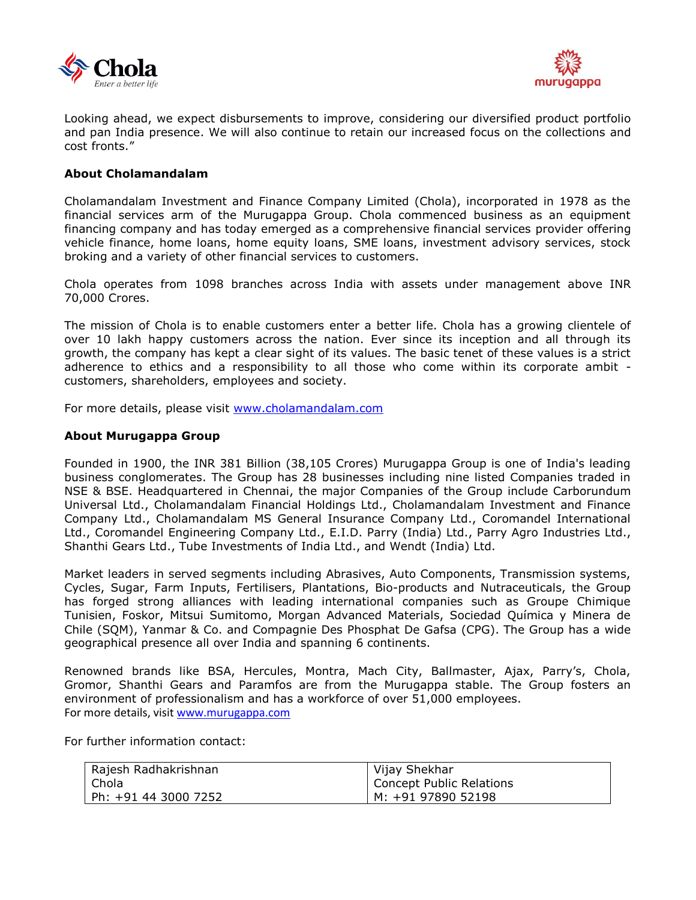Looking ahead, we expect disbursements to improve, considering our diversified product portfolio and pan India presence. We will also continue to retain our increased focus on the collections and cost fronts."

**About Cholamandalam**

Cholamandalam Investment and Finance Company Limited (Chola), incorporated in 1978 as the financial services arm of the Murugappa Group. Chola commenced business as an equipment financing company and has today emerged as a comprehensive financial services provider offering vehicle finance, home loans, home equity loans, SME loans, investment advisory services, stock broking and a variety of other financial services to customers.

Chola operates from 1098 branches across India with assets under management above INR 70,000 Crores.

The mission of Chola is to enable customers enter a better life. Chola has a growing clientele of over 10 lakh happy customers across the nation. Ever since its inception and all through its growth, the company has kept a clear sight of its values. The basic tenet of these values is a strict adherence to ethics and a responsibility to all those who come within its corporate ambit - customers, shareholders, employees and society.

For more details, please visit www.cholamandalam.com

**About Murugappa Group**

Founded in 1900, the INR 381 Billion (38,105 Crores) Murugappa Group is one of India's leading business conglomerates. The Group has 28 businesses including nine listed Companies traded in NSE & BSE. Headquartered in Chennai, the major Companies of the Group include Carborundum Universal Ltd., Cholamandalam Financial Holdings Ltd., Cholamandalam Investment and Finance Company Ltd., Cholamandalam MS General Insurance Company Ltd., Coromandel International Ltd., Coromandel Engineering Company Ltd., E.I.D. Parry (India) Ltd., Parry Agro Industries Ltd., Shanthi Gears Ltd., Tube Investments of India Ltd., and Wendt (India) Ltd.

Market leaders in served segments including Abrasives, Auto Components, Transmission systems, Cycles, Sugar, Farm Inputs, Fertilisers, Plantations, Bio-products and Nutraceuticals, the Group has forged strong alliances with leading international companies such as Groupe Chimique Tunisien, Foskor, Mitsui Sumitomo, Morgan Advanced Materials, Sociedad Química y Minera de Chile (SQM), Yanmar & Co. and Compagnie Des Phosphat De Gafsa (CPG). The Group has a wide geographical presence all over India and spanning 6 continents.

Renowned brands like BSA, Hercules, Montra, Mach City, Ballmaster, Ajax, Parry's, Chola, Gromor, Shanthi Gears and Paramfos are from the Murugappa stable. The Group fosters an environment of professionalism and has a workforce of over 51,000 employees.
For more details, visit www.murugappa.com

For further information contact:

| | |
|---|---|
| Rajesh Radhakrishnan<br>Chola<br>Ph: +91 44 3000 7252 | Vijay Shekhar<br>Concept Public Relations<br>M: +91 97890 52198 |